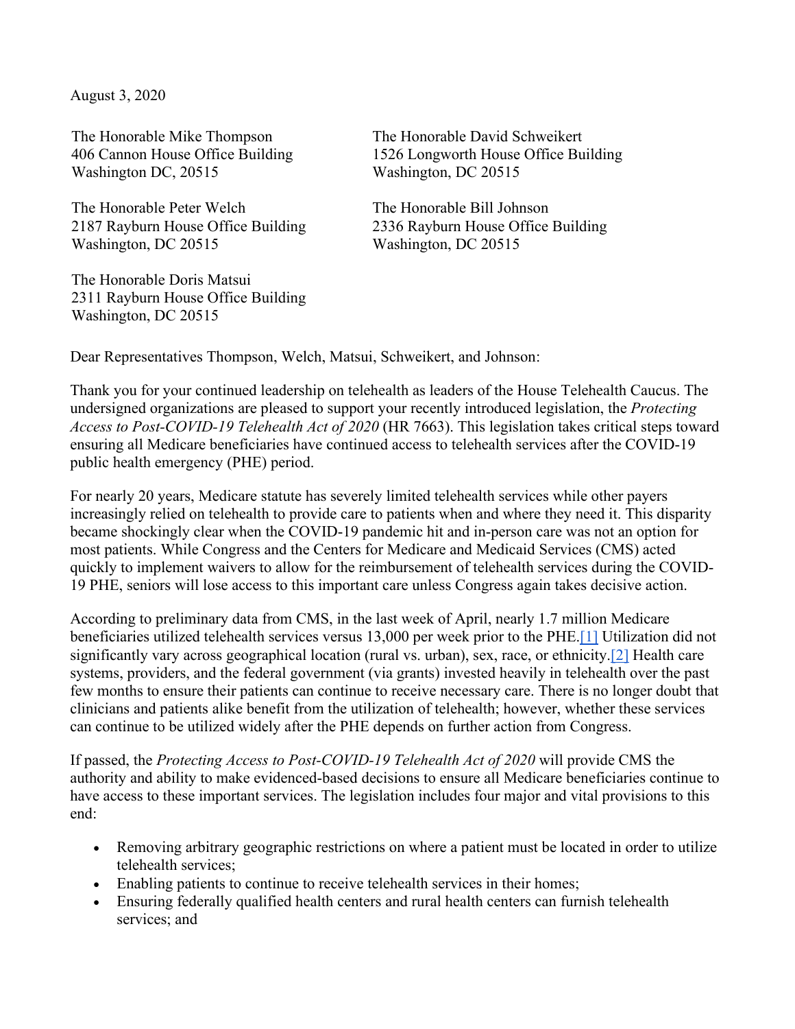August 3, 2020

The Honorable Mike Thompson
406 Cannon House Office Building
Washington DC, 20515

The Honorable Peter Welch
2187 Rayburn House Office Building
Washington, DC 20515

The Honorable Doris Matsui
2311 Rayburn House Office Building
Washington, DC 20515

The Honorable David Schweikert
1526 Longworth House Office Building
Washington, DC 20515

The Honorable Bill Johnson
2336 Rayburn House Office Building
Washington, DC 20515

Dear Representatives Thompson, Welch, Matsui, Schweikert, and Johnson:

Thank you for your continued leadership on telehealth as leaders of the House Telehealth Caucus. The undersigned organizations are pleased to support your recently introduced legislation, the *Protecting Access to Post-COVID-19 Telehealth Act of 2020* (HR 7663). This legislation takes critical steps toward ensuring all Medicare beneficiaries have continued access to telehealth services after the COVID-19 public health emergency (PHE) period.

For nearly 20 years, Medicare statute has severely limited telehealth services while other payers increasingly relied on telehealth to provide care to patients when and where they need it. This disparity became shockingly clear when the COVID-19 pandemic hit and in-person care was not an option for most patients. While Congress and the Centers for Medicare and Medicaid Services (CMS) acted quickly to implement waivers to allow for the reimbursement of telehealth services during the COVID-19 PHE, seniors will lose access to this important care unless Congress again takes decisive action.

According to preliminary data from CMS, in the last week of April, nearly 1.7 million Medicare beneficiaries utilized telehealth services versus 13,000 per week prior to the PHE.[1] Utilization did not significantly vary across geographical location (rural vs. urban), sex, race, or ethnicity.[2] Health care systems, providers, and the federal government (via grants) invested heavily in telehealth over the past few months to ensure their patients can continue to receive necessary care. There is no longer doubt that clinicians and patients alike benefit from the utilization of telehealth; however, whether these services can continue to be utilized widely after the PHE depends on further action from Congress.

If passed, the *Protecting Access to Post-COVID-19 Telehealth Act of 2020* will provide CMS the authority and ability to make evidenced-based decisions to ensure all Medicare beneficiaries continue to have access to these important services. The legislation includes four major and vital provisions to this end:

- Removing arbitrary geographic restrictions on where a patient must be located in order to utilize telehealth services;
- Enabling patients to continue to receive telehealth services in their homes;
- Ensuring federally qualified health centers and rural health centers can furnish telehealth services; and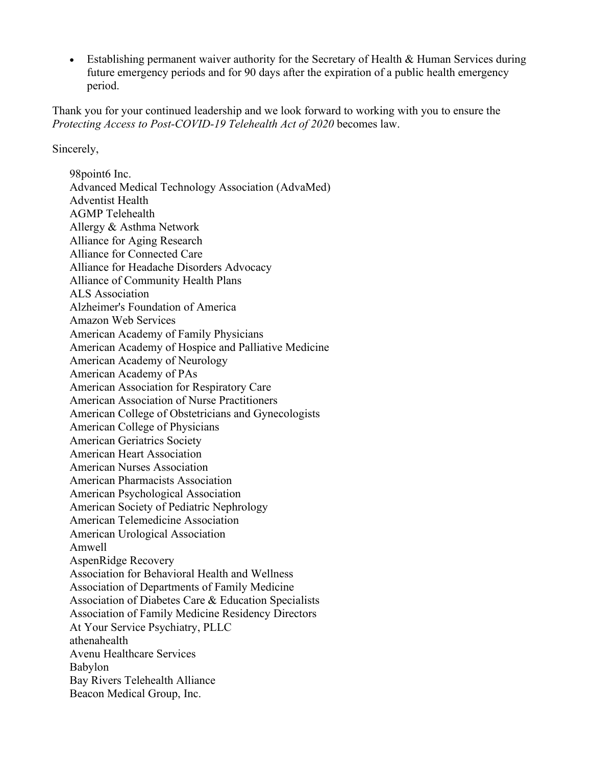- Establishing permanent waiver authority for the Secretary of Health & Human Services during future emergency periods and for 90 days after the expiration of a public health emergency period.

Thank you for your continued leadership and we look forward to working with you to ensure the *Protecting Access to Post-COVID-19 Telehealth Act of 2020* becomes law.

Sincerely,

98point6 Inc.
Advanced Medical Technology Association (AdvaMed)
Adventist Health
AGMP Telehealth
Allergy & Asthma Network
Alliance for Aging Research
Alliance for Connected Care
Alliance for Headache Disorders Advocacy
Alliance of Community Health Plans
ALS Association
Alzheimer's Foundation of America
Amazon Web Services
American Academy of Family Physicians
American Academy of Hospice and Palliative Medicine
American Academy of Neurology
American Academy of PAs
American Association for Respiratory Care
American Association of Nurse Practitioners
American College of Obstetricians and Gynecologists
American College of Physicians
American Geriatrics Society
American Heart Association
American Nurses Association
American Pharmacists Association
American Psychological Association
American Society of Pediatric Nephrology
American Telemedicine Association
American Urological Association
Amwell
AspenRidge Recovery
Association for Behavioral Health and Wellness
Association of Departments of Family Medicine
Association of Diabetes Care & Education Specialists
Association of Family Medicine Residency Directors
At Your Service Psychiatry, PLLC
athenahealth
Avenu Healthcare Services
Babylon
Bay Rivers Telehealth Alliance
Beacon Medical Group, Inc.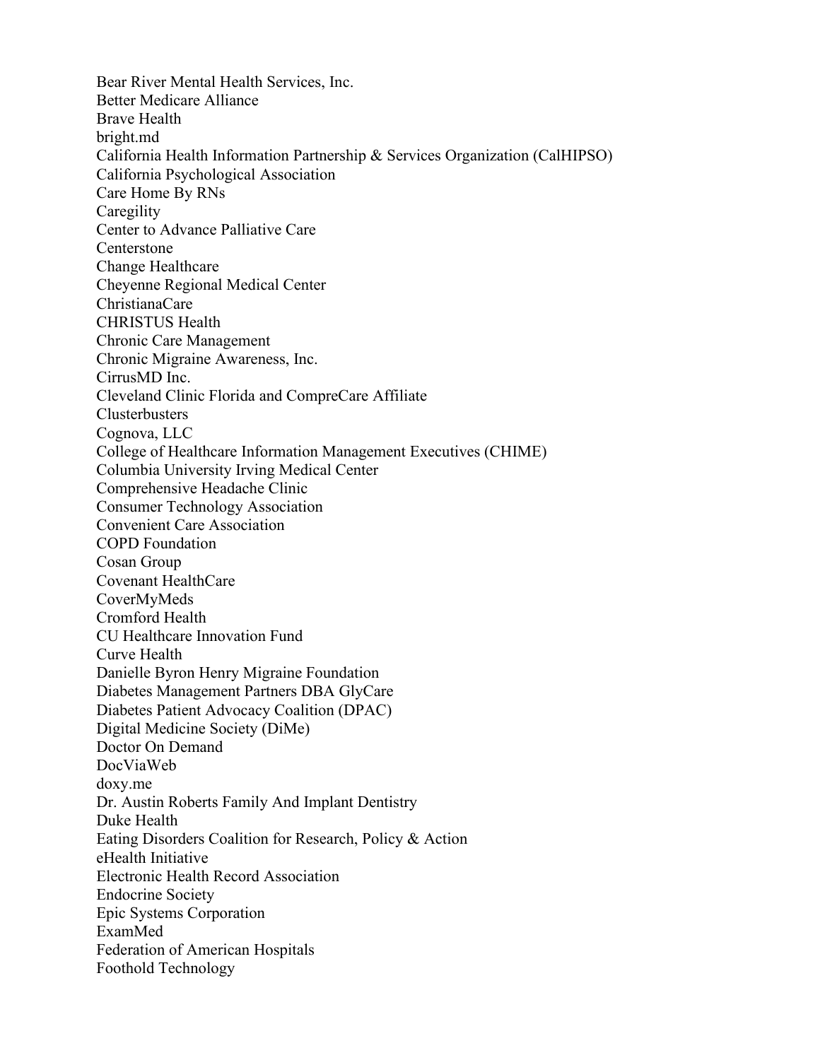Bear River Mental Health Services, Inc.
Better Medicare Alliance
Brave Health
bright.md
California Health Information Partnership & Services Organization (CalHIPSO)
California Psychological Association
Care Home By RNs
Caregility
Center to Advance Palliative Care
Centerstone
Change Healthcare
Cheyenne Regional Medical Center
ChristianaCare
CHRISTUS Health
Chronic Care Management
Chronic Migraine Awareness, Inc.
CirrusMD Inc.
Cleveland Clinic Florida and CompreCare Affiliate
Clusterbusters
Cognova, LLC
College of Healthcare Information Management Executives (CHIME)
Columbia University Irving Medical Center
Comprehensive Headache Clinic
Consumer Technology Association
Convenient Care Association
COPD Foundation
Cosan Group
Covenant HealthCare
CoverMyMeds
Cromford Health
CU Healthcare Innovation Fund
Curve Health
Danielle Byron Henry Migraine Foundation
Diabetes Management Partners DBA GlyCare
Diabetes Patient Advocacy Coalition (DPAC)
Digital Medicine Society (DiMe)
Doctor On Demand
DocViaWeb
doxy.me
Dr. Austin Roberts Family And Implant Dentistry
Duke Health
Eating Disorders Coalition for Research, Policy & Action
eHealth Initiative
Electronic Health Record Association
Endocrine Society
Epic Systems Corporation
ExamMed
Federation of American Hospitals
Foothold Technology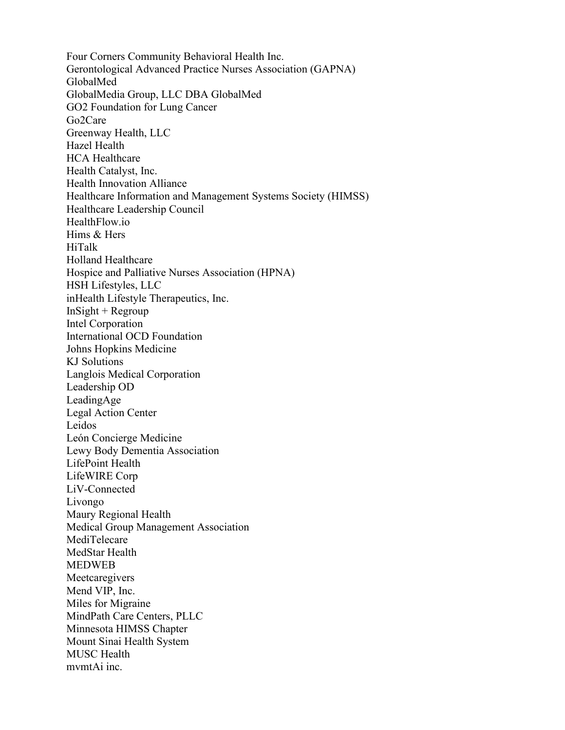Four Corners Community Behavioral Health Inc.
Gerontological Advanced Practice Nurses Association (GAPNA)
GlobalMed
GlobalMedia Group, LLC DBA GlobalMed
GO2 Foundation for Lung Cancer
Go2Care
Greenway Health, LLC
Hazel Health
HCA Healthcare
Health Catalyst, Inc.
Health Innovation Alliance
Healthcare Information and Management Systems Society (HIMSS)
Healthcare Leadership Council
HealthFlow.io
Hims & Hers
HiTalk
Holland Healthcare
Hospice and Palliative Nurses Association (HPNA)
HSH Lifestyles, LLC
inHealth Lifestyle Therapeutics, Inc.
InSight + Regroup
Intel Corporation
International OCD Foundation
Johns Hopkins Medicine
KJ Solutions
Langlois Medical Corporation
Leadership OD
LeadingAge
Legal Action Center
Leidos
León Concierge Medicine
Lewy Body Dementia Association
LifePoint Health
LifeWIRE Corp
LiV-Connected
Livongo
Maury Regional Health
Medical Group Management Association
MediTelecare
MedStar Health
MEDWEB
Meetcaregivers
Mend VIP, Inc.
Miles for Migraine
MindPath Care Centers, PLLC
Minnesota HIMSS Chapter
Mount Sinai Health System
MUSC Health
mvmtAi inc.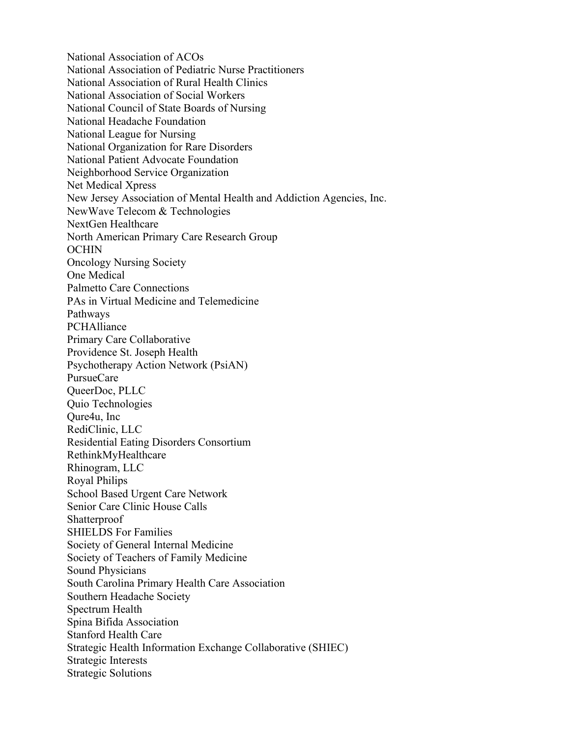National Association of ACOs
National Association of Pediatric Nurse Practitioners
National Association of Rural Health Clinics
National Association of Social Workers
National Council of State Boards of Nursing
National Headache Foundation
National League for Nursing
National Organization for Rare Disorders
National Patient Advocate Foundation
Neighborhood Service Organization
Net Medical Xpress
New Jersey Association of Mental Health and Addiction Agencies, Inc.
NewWave Telecom & Technologies
NextGen Healthcare
North American Primary Care Research Group
OCHIN
Oncology Nursing Society
One Medical
Palmetto Care Connections
PAs in Virtual Medicine and Telemedicine
Pathways
PCHAlliance
Primary Care Collaborative
Providence St. Joseph Health
Psychotherapy Action Network (PsiAN)
PursueCare
QueerDoc, PLLC
Quio Technologies
Qure4u, Inc
RediClinic, LLC
Residential Eating Disorders Consortium
RethinkMyHealthcare
Rhinogram, LLC
Royal Philips
School Based Urgent Care Network
Senior Care Clinic House Calls
Shatterproof
SHIELDS For Families
Society of General Internal Medicine
Society of Teachers of Family Medicine
Sound Physicians
South Carolina Primary Health Care Association
Southern Headache Society
Spectrum Health
Spina Bifida Association
Stanford Health Care
Strategic Health Information Exchange Collaborative (SHIEC)
Strategic Interests
Strategic Solutions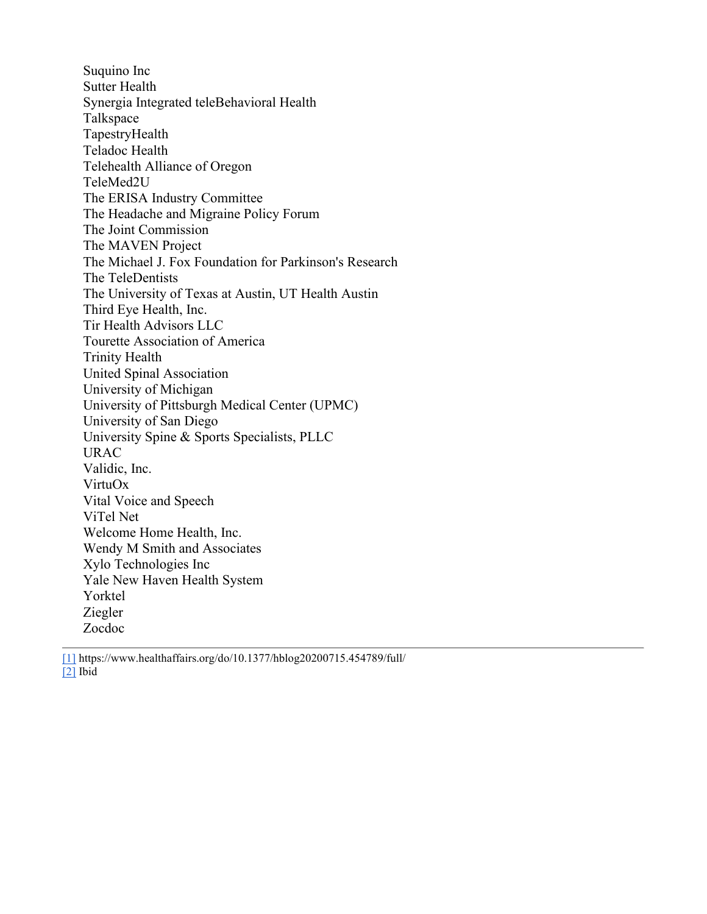Suquino Inc
Sutter Health
Synergia Integrated teleBehavioral Health
Talkspace
TapestryHealth
Teladoc Health
Telehealth Alliance of Oregon
TeleMed2U
The ERISA Industry Committee
The Headache and Migraine Policy Forum
The Joint Commission
The MAVEN Project
The Michael J. Fox Foundation for Parkinson's Research
The TeleDentists
The University of Texas at Austin, UT Health Austin
Third Eye Health, Inc.
Tir Health Advisors LLC
Tourette Association of America
Trinity Health
United Spinal Association
University of Michigan
University of Pittsburgh Medical Center (UPMC)
University of San Diego
University Spine & Sports Specialists, PLLC
URAC
Validic, Inc.
VirtuOx
Vital Voice and Speech
ViTel Net
Welcome Home Health, Inc.
Wendy M Smith and Associates
Xylo Technologies Inc
Yale New Haven Health System
Yorktel
Ziegler
Zocdoc

---

[1] https://www.healthaffairs.org/do/10.1377/hblog20200715.454789/full/
[2] Ibid